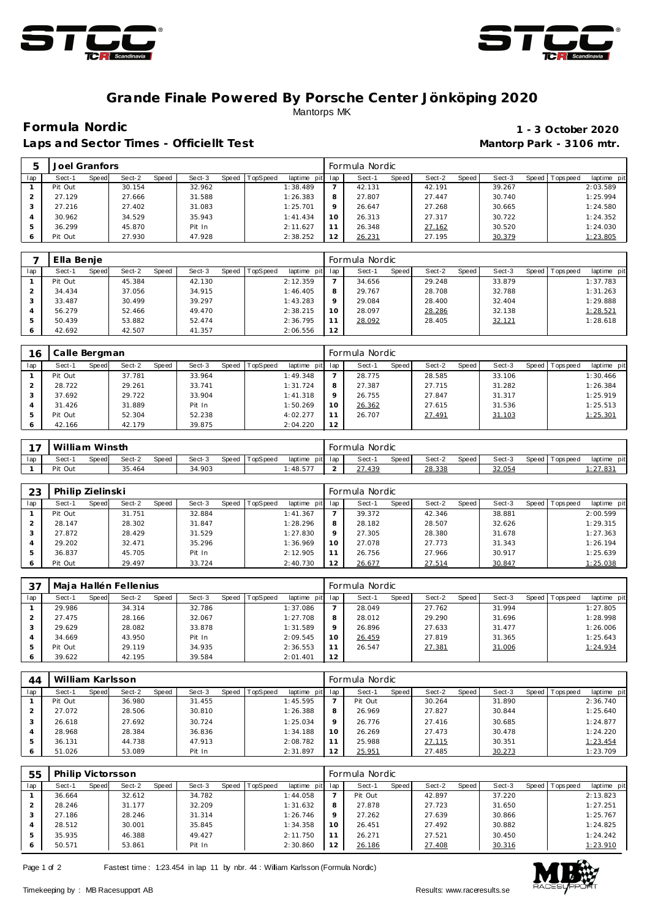# Grande Finale Powered By Porsche Center Jönköping 2020

Mantorps MK

**Formula Nordic** — **1 - 3 October 2020**

**Laps and Sector Times - Officiellt Test** — **Mantorp Park - 3106 mtr.**

| 5 | Joel Granfors | | | | | | | | Formula Nordic | | | | | | | | |
|---|---|---|---|---|---|---|---|---|---|---|---|---|---|---|---|---|---|
| lap | Sect-1 | Speed | Sect-2 | Speed | Sect-3 | Speed | TopSpeed | laptime pit | lap | Sect-1 | Speed | Sect-2 | Speed | Sect-3 | Speed | Topspeed | laptime pit |
| 1 | Pit Out | | 30.154 | | 32.962 | | | 1:38.489 | 7 | 42.131 | | 42.191 | | 39.267 | | | 2:03.589 |
| 2 | 27.129 | | 27.666 | | 31.588 | | | 1:26.383 | 8 | 27.807 | | 27.447 | | 30.740 | | | 1:25.994 |
| 3 | 27.216 | | 27.402 | | 31.083 | | | 1:25.701 | 9 | 26.647 | | 27.268 | | 30.665 | | | 1:24.580 |
| 4 | 30.962 | | 34.529 | | 35.943 | | | 1:41.434 | 10 | 26.313 | | 27.317 | | 30.722 | | | 1:24.352 |
| 5 | 36.299 | | 45.870 | | Pit In | | | 2:11.627 | 11 | 26.348 | | 27.162 | | 30.520 | | | 1:24.030 |
| 6 | Pit Out | | 27.930 | | 47.928 | | | 2:38.252 | 12 | 26.231 | | 27.195 | | 30.379 | | | 1:23.805 |

| 7 | Ella Benje | | | | | | | | Formula Nordic | | | | | | | | |
|---|---|---|---|---|---|---|---|---|---|---|---|---|---|---|---|---|---|
| lap | Sect-1 | Speed | Sect-2 | Speed | Sect-3 | Speed | TopSpeed | laptime pit | lap | Sect-1 | Speed | Sect-2 | Speed | Sect-3 | Speed | Topspeed | laptime pit |
| 1 | Pit Out | | 45.384 | | 42.130 | | | 2:12.359 | 7 | 34.656 | | 29.248 | | 33.879 | | | 1:37.783 |
| 2 | 34.434 | | 37.056 | | 34.915 | | | 1:46.405 | 8 | 29.767 | | 28.708 | | 32.788 | | | 1:31.263 |
| 3 | 33.487 | | 30.499 | | 39.297 | | | 1:43.283 | 9 | 29.084 | | 28.400 | | 32.404 | | | 1:29.888 |
| 4 | 56.279 | | 52.466 | | 49.470 | | | 2:38.215 | 10 | 28.097 | | 28.286 | | 32.138 | | | 1:28.521 |
| 5 | 50.439 | | 53.882 | | 52.474 | | | 2:36.795 | 11 | 28.092 | | 28.405 | | 32.121 | | | 1:28.618 |
| 6 | 42.692 | | 42.507 | | 41.357 | | | 2:06.556 | 12 | | | | | | | | |

| 16 | Calle Bergman | | | | | | | | Formula Nordic | | | | | | | | |
|---|---|---|---|---|---|---|---|---|---|---|---|---|---|---|---|---|---|
| lap | Sect-1 | Speed | Sect-2 | Speed | Sect-3 | Speed | TopSpeed | laptime pit | lap | Sect-1 | Speed | Sect-2 | Speed | Sect-3 | Speed | Topspeed | laptime pit |
| 1 | Pit Out | | 37.781 | | 33.964 | | | 1:49.348 | 7 | 28.775 | | 28.585 | | 33.106 | | | 1:30.466 |
| 2 | 28.722 | | 29.261 | | 33.741 | | | 1:31.724 | 8 | 27.387 | | 27.715 | | 31.282 | | | 1:26.384 |
| 3 | 37.692 | | 29.722 | | 33.904 | | | 1:41.318 | 9 | 26.755 | | 27.847 | | 31.317 | | | 1:25.919 |
| 4 | 31.426 | | 31.889 | | Pit In | | | 1:50.269 | 10 | 26.362 | | 27.615 | | 31.536 | | | 1:25.513 |
| 5 | Pit Out | | 52.304 | | 52.238 | | | 4:02.277 | 11 | 26.707 | | 27.491 | | 31.103 | | | 1:25.301 |
| 6 | 42.166 | | 42.179 | | 39.875 | | | 2:04.220 | 12 | | | | | | | | |

| 17 | William Winsth | | | | | | | | Formula Nordic | | | | | | | | |
|---|---|---|---|---|---|---|---|---|---|---|---|---|---|---|---|---|---|
| lap | Sect-1 | Speed | Sect-2 | Speed | Sect-3 | Speed | TopSpeed | laptime pit | lap | Sect-1 | Speed | Sect-2 | Speed | Sect-3 | Speed | Topspeed | laptime pit |
| 1 | Pit Out | | 35.464 | | 34.903 | | | 1:48.577 | 2 | 27.439 | | 28.338 | | 32.054 | | | 1:27.831 |

| 23 | Philip Zielinski | | | | | | | | Formula Nordic | | | | | | | | |
|---|---|---|---|---|---|---|---|---|---|---|---|---|---|---|---|---|---|
| lap | Sect-1 | Speed | Sect-2 | Speed | Sect-3 | Speed | TopSpeed | laptime pit | lap | Sect-1 | Speed | Sect-2 | Speed | Sect-3 | Speed | Topspeed | laptime pit |
| 1 | Pit Out | | 31.751 | | 32.884 | | | 1:41.367 | 7 | 39.372 | | 42.346 | | 38.881 | | | 2:00.599 |
| 2 | 28.147 | | 28.302 | | 31.847 | | | 1:28.296 | 8 | 28.182 | | 28.507 | | 32.626 | | | 1:29.315 |
| 3 | 27.872 | | 28.429 | | 31.529 | | | 1:27.830 | 9 | 27.305 | | 28.380 | | 31.678 | | | 1:27.363 |
| 4 | 29.202 | | 32.471 | | 35.296 | | | 1:36.969 | 10 | 27.078 | | 27.773 | | 31.343 | | | 1:26.194 |
| 5 | 36.837 | | 45.705 | | Pit In | | | 2:12.905 | 11 | 26.756 | | 27.966 | | 30.917 | | | 1:25.639 |
| 6 | Pit Out | | 29.497 | | 33.724 | | | 2:40.730 | 12 | 26.677 | | 27.514 | | 30.847 | | | 1:25.038 |

| 37 | Maja Hallén Fellenius | | | | | | | | Formula Nordic | | | | | | | | |
|---|---|---|---|---|---|---|---|---|---|---|---|---|---|---|---|---|---|
| lap | Sect-1 | Speed | Sect-2 | Speed | Sect-3 | Speed | TopSpeed | laptime pit | lap | Sect-1 | Speed | Sect-2 | Speed | Sect-3 | Speed | Topspeed | laptime pit |
| 1 | 29.986 | | 34.314 | | 32.786 | | | 1:37.086 | 7 | 28.049 | | 27.762 | | 31.994 | | | 1:27.805 |
| 2 | 27.475 | | 28.166 | | 32.067 | | | 1:27.708 | 8 | 28.012 | | 29.290 | | 31.696 | | | 1:28.998 |
| 3 | 29.629 | | 28.082 | | 33.878 | | | 1:31.589 | 9 | 26.896 | | 27.633 | | 31.477 | | | 1:26.006 |
| 4 | 34.669 | | 43.950 | | Pit In | | | 2:09.545 | 10 | 26.459 | | 27.819 | | 31.365 | | | 1:25.643 |
| 5 | Pit Out | | 29.119 | | 34.935 | | | 2:36.553 | 11 | 26.547 | | 27.381 | | 31.006 | | | 1:24.934 |
| 6 | 39.622 | | 42.195 | | 39.584 | | | 2:01.401 | 12 | | | | | | | | |

| 44 | William Karlsson | | | | | | | | Formula Nordic | | | | | | | | |
|---|---|---|---|---|---|---|---|---|---|---|---|---|---|---|---|---|---|
| lap | Sect-1 | Speed | Sect-2 | Speed | Sect-3 | Speed | TopSpeed | laptime pit | lap | Sect-1 | Speed | Sect-2 | Speed | Sect-3 | Speed | Topspeed | laptime pit |
| 1 | Pit Out | | 36.980 | | 31.455 | | | 1:45.595 | 7 | Pit Out | | 30.264 | | 31.890 | | | 2:36.740 |
| 2 | 27.072 | | 28.506 | | 30.810 | | | 1:26.388 | 8 | 26.969 | | 27.827 | | 30.844 | | | 1:25.640 |
| 3 | 26.618 | | 27.692 | | 30.724 | | | 1:25.034 | 9 | 26.776 | | 27.416 | | 30.685 | | | 1:24.877 |
| 4 | 28.968 | | 28.384 | | 36.836 | | | 1:34.188 | 10 | 26.269 | | 27.473 | | 30.478 | | | 1:24.220 |
| 5 | 36.131 | | 44.738 | | 47.913 | | | 2:08.782 | 11 | 25.988 | | 27.115 | | 30.351 | | | 1:23.454 |
| 6 | 51.026 | | 53.089 | | Pit In | | | 2:31.897 | 12 | 25.951 | | 27.485 | | 30.273 | | | 1:23.709 |

| 55 | Philip Victorsson | | | | | | | | Formula Nordic | | | | | | | | |
|---|---|---|---|---|---|---|---|---|---|---|---|---|---|---|---|---|---|
| lap | Sect-1 | Speed | Sect-2 | Speed | Sect-3 | Speed | TopSpeed | laptime pit | lap | Sect-1 | Speed | Sect-2 | Speed | Sect-3 | Speed | Topspeed | laptime pit |
| 1 | 36.664 | | 32.612 | | 34.782 | | | 1:44.058 | 7 | Pit Out | | 42.897 | | 37.220 | | | 2:13.823 |
| 2 | 28.246 | | 31.177 | | 32.209 | | | 1:31.632 | 8 | 27.878 | | 27.723 | | 31.650 | | | 1:27.251 |
| 3 | 27.186 | | 28.246 | | 31.314 | | | 1:26.746 | 9 | 27.262 | | 27.639 | | 30.866 | | | 1:25.767 |
| 4 | 28.512 | | 30.001 | | 35.845 | | | 1:34.358 | 10 | 26.451 | | 27.492 | | 30.882 | | | 1:24.825 |
| 5 | 35.935 | | 46.388 | | 49.427 | | | 2:11.750 | 11 | 26.271 | | 27.521 | | 30.450 | | | 1:24.242 |
| 6 | 50.571 | | 53.861 | | Pit In | | | 2:30.860 | 12 | 26.186 | | 27.408 | | 30.316 | | | 1:23.910 |

Fastest time : 1:23.454 in lap 11 by nbr. 44 : William Karlsson (Formula Nordic)

Timekeeping by : MB Racesupport AB — Results: www.raceresults.se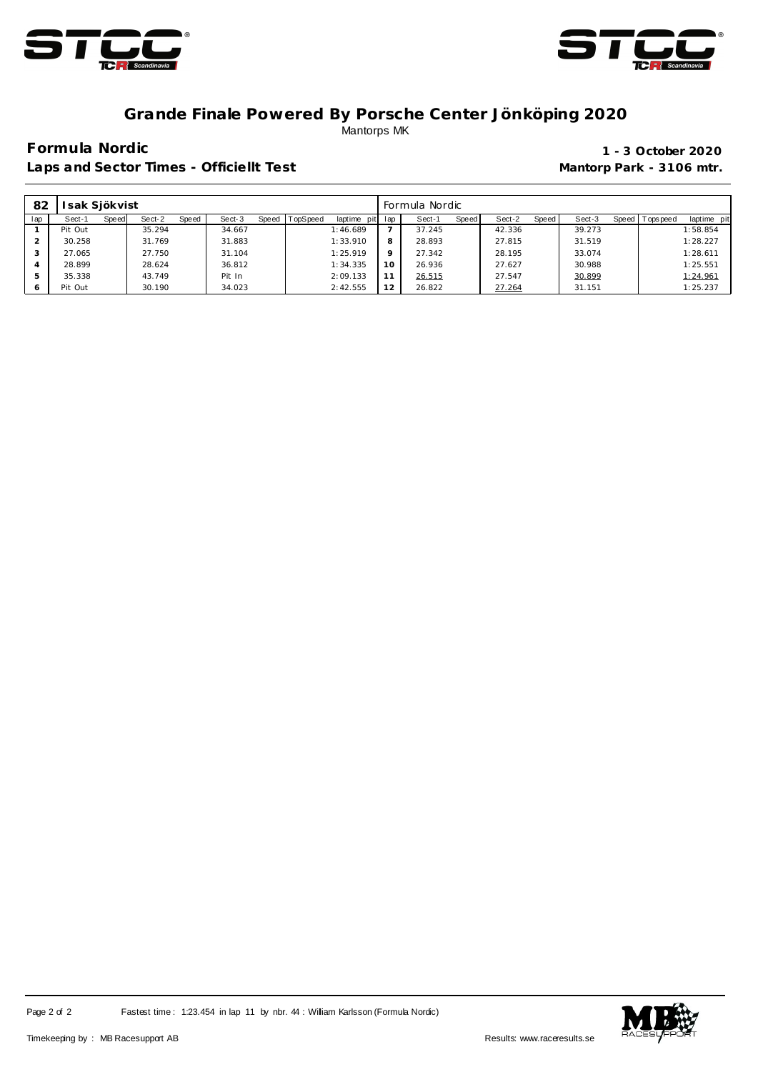# Grande Finale Powered By Porsche Center Jönköping 2020

Mantorps MK

**Formula Nordic** **1 - 3 October 2020**

**Laps and Sector Times - Officiellt Test** **Mantorp Park - 3106 mtr.**

| 82 | Isak Sjökvist | | | | | | | | | Formula Nordic | | | | | | | | |
|---|---|---|---|---|---|---|---|---|---|---|---|---|---|---|---|---|---|---|
| lap | Sect-1 | Speed | Sect-2 | Speed | Sect-3 | Speed | TopSpeed | laptime pit | lap | Sect-1 | Speed | Sect-2 | Speed | Sect-3 | Speed | Topspeed | laptime pit |
| 1 | Pit Out | | 35.294 | | 34.667 | | | 1:46.689 | 7 | 37.245 | | 42.336 | | 39.273 | | | 1:58.854 |
| 2 | 30.258 | | 31.769 | | 31.883 | | | 1:33.910 | 8 | 28.893 | | 27.815 | | 31.519 | | | 1:28.227 |
| 3 | 27.065 | | 27.750 | | 31.104 | | | 1:25.919 | 9 | 27.342 | | 28.195 | | 33.074 | | | 1:28.611 |
| 4 | 28.899 | | 28.624 | | 36.812 | | | 1:34.335 | 10 | 26.936 | | 27.627 | | 30.988 | | | 1:25.551 |
| 5 | 35.338 | | 43.749 | | Pit In | | | 2:09.133 | 11 | 26.515 | | 27.547 | | 30.899 | | | 1:24.961 |
| 6 | Pit Out | | 30.190 | | 34.023 | | | 2:42.555 | 12 | 26.822 | | 27.264 | | 31.151 | | | 1:25.237 |

Fastest time : 1:23.454 in lap 11 by nbr. 44 : William Karlsson (Formula Nordic)

Timekeeping by : MB Racesupport AB

Results: www.raceresults.se